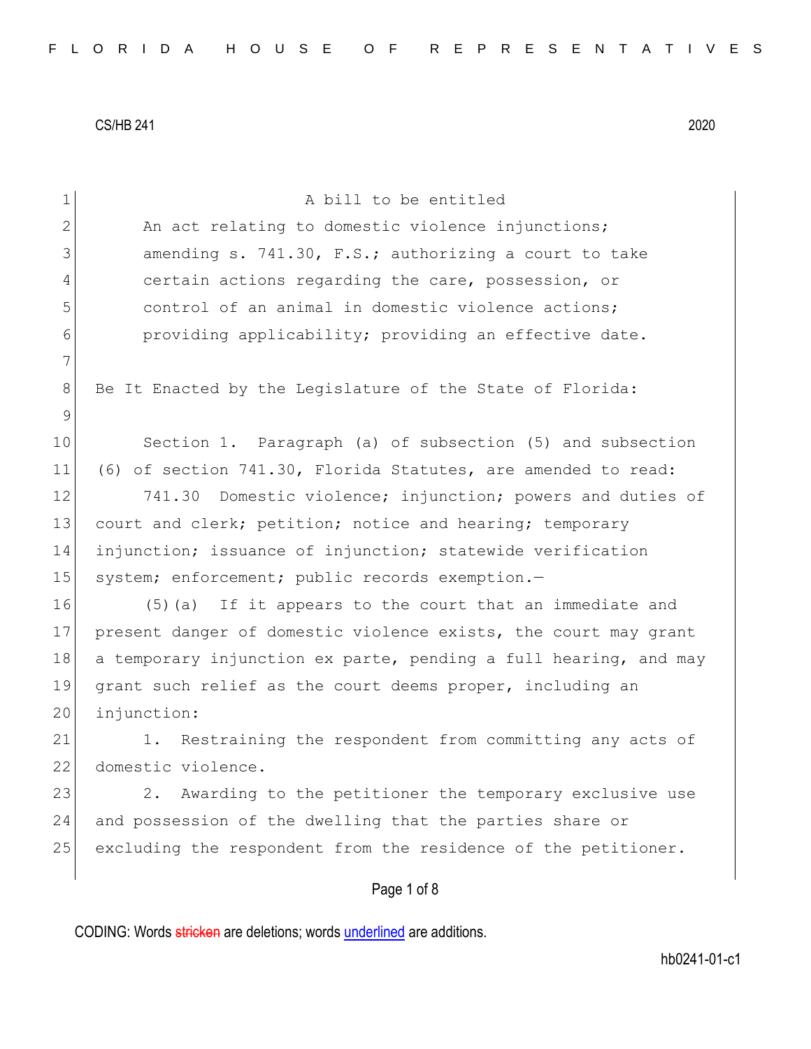CS/HB 241 2020

A bill to be entitled

An act relating to domestic violence injunctions; amending s. 741.30, F.S.; authorizing a court to take certain actions regarding the care, possession, or control of an animal in domestic violence actions; providing applicability; providing an effective date.

Be It Enacted by the Legislature of the State of Florida:

Section 1. Paragraph (a) of subsection (5) and subsection (6) of section 741.30, Florida Statutes, are amended to read:

741.30 Domestic violence; injunction; powers and duties of court and clerk; petition; notice and hearing; temporary injunction; issuance of injunction; statewide verification system; enforcement; public records exemption.—

(5)(a) If it appears to the court that an immediate and present danger of domestic violence exists, the court may grant a temporary injunction ex parte, pending a full hearing, and may grant such relief as the court deems proper, including an injunction:

1. Restraining the respondent from committing any acts of domestic violence.

2. Awarding to the petitioner the temporary exclusive use and possession of the dwelling that the parties share or excluding the respondent from the residence of the petitioner.

CODING: Words stricken are deletions; words underlined are additions.

hb0241-01-c1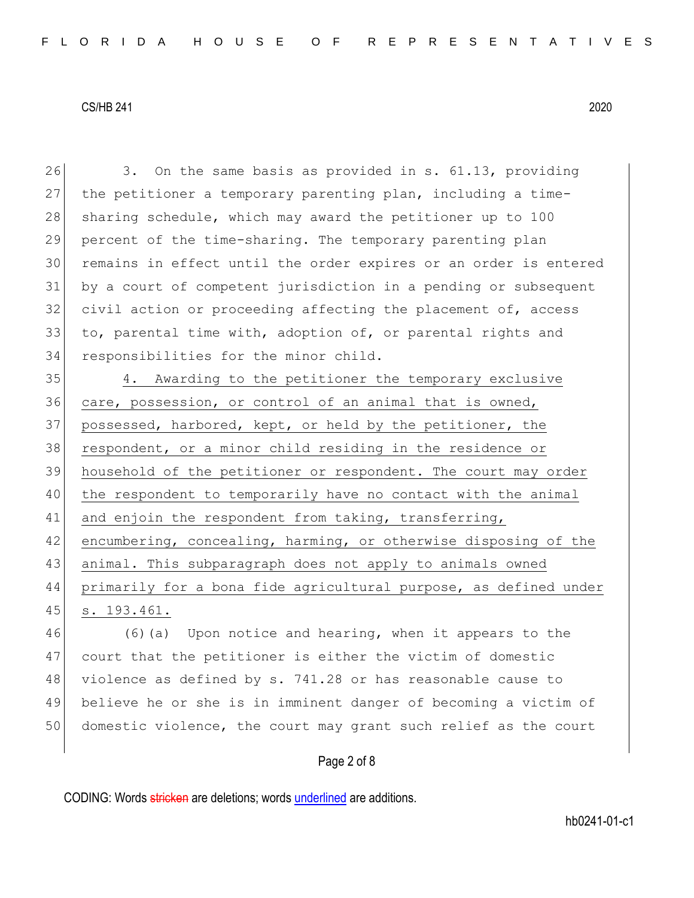3. On the same basis as provided in s. 61.13, providing the petitioner a temporary parenting plan, including a time-sharing schedule, which may award the petitioner up to 100 percent of the time-sharing. The temporary parenting plan remains in effect until the order expires or an order is entered by a court of competent jurisdiction in a pending or subsequent civil action or proceeding affecting the placement of, access to, parental time with, adoption of, or parental rights and responsibilities for the minor child.

<u>4. Awarding to the petitioner the temporary exclusive care, possession, or control of an animal that is owned, possessed, harbored, kept, or held by the petitioner, the respondent, or a minor child residing in the residence or household of the petitioner or respondent. The court may order the respondent to temporarily have no contact with the animal and enjoin the respondent from taking, transferring, encumbering, concealing, harming, or otherwise disposing of the animal. This subparagraph does not apply to animals owned primarily for a bona fide agricultural purpose, as defined under s. 193.461.</u>

(6)(a) Upon notice and hearing, when it appears to the court that the petitioner is either the victim of domestic violence as defined by s. 741.28 or has reasonable cause to believe he or she is in imminent danger of becoming a victim of domestic violence, the court may grant such relief as the court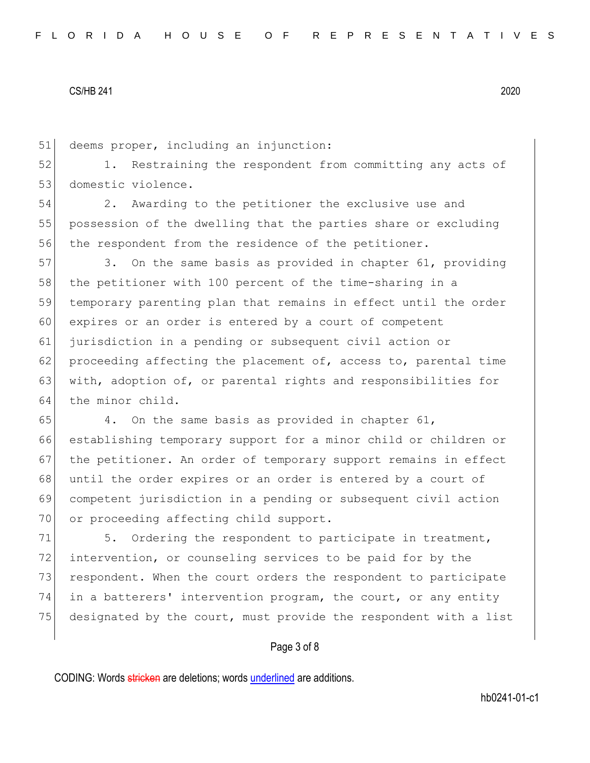deems proper, including an injunction:

1. Restraining the respondent from committing any acts of domestic violence.

2. Awarding to the petitioner the exclusive use and possession of the dwelling that the parties share or excluding the respondent from the residence of the petitioner.

3. On the same basis as provided in chapter 61, providing the petitioner with 100 percent of the time-sharing in a temporary parenting plan that remains in effect until the order expires or an order is entered by a court of competent jurisdiction in a pending or subsequent civil action or proceeding affecting the placement of, access to, parental time with, adoption of, or parental rights and responsibilities for the minor child.

4. On the same basis as provided in chapter 61, establishing temporary support for a minor child or children or the petitioner. An order of temporary support remains in effect until the order expires or an order is entered by a court of competent jurisdiction in a pending or subsequent civil action or proceeding affecting child support.

5. Ordering the respondent to participate in treatment, intervention, or counseling services to be paid for by the respondent. When the court orders the respondent to participate in a batterers' intervention program, the court, or any entity designated by the court, must provide the respondent with a list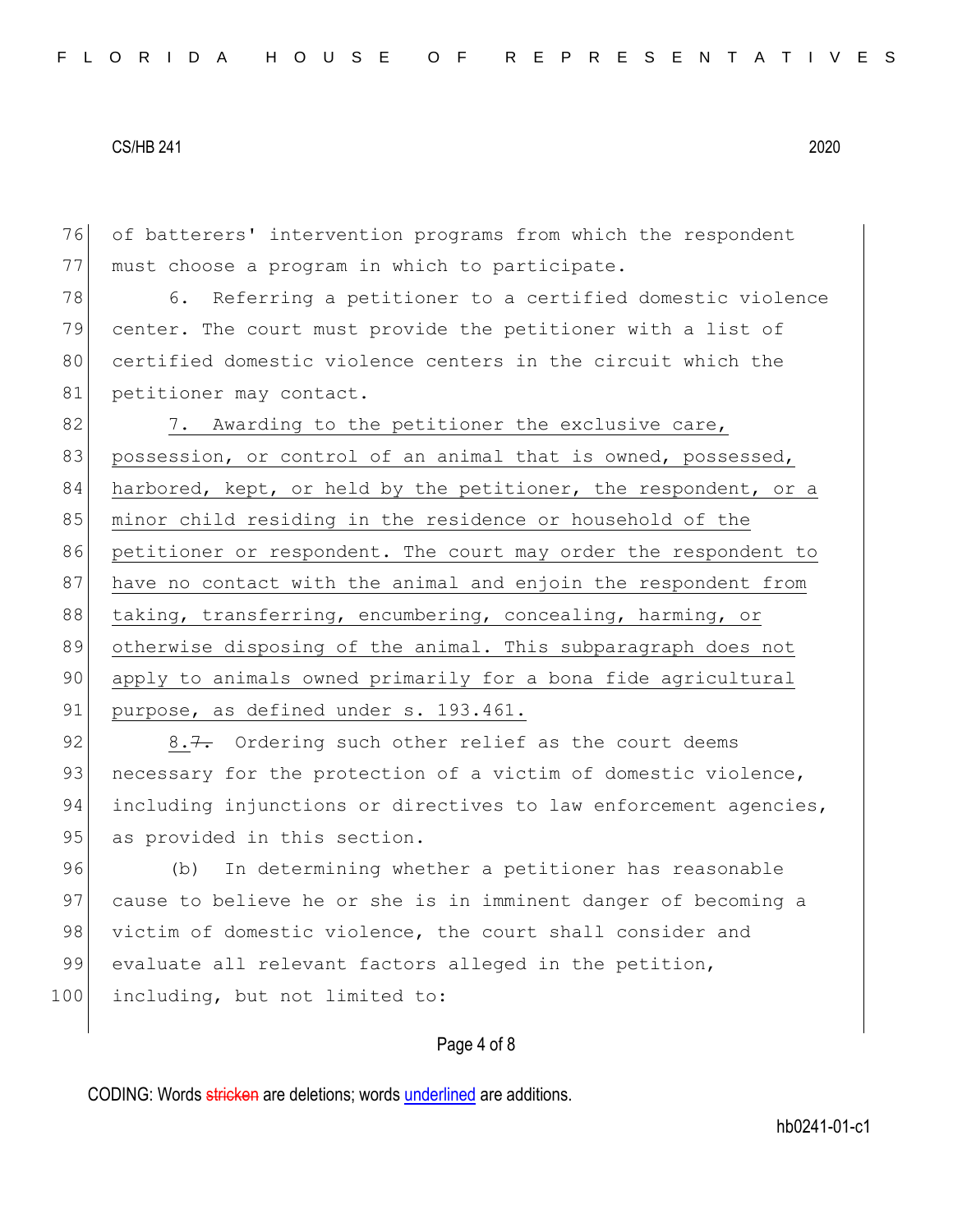of batterers' intervention programs from which the respondent must choose a program in which to participate.

6. Referring a petitioner to a certified domestic violence center. The court must provide the petitioner with a list of certified domestic violence centers in the circuit which the petitioner may contact.

<u>7. Awarding to the petitioner the exclusive care, possession, or control of an animal that is owned, possessed, harbored, kept, or held by the petitioner, the respondent, or a minor child residing in the residence or household of the petitioner or respondent. The court may order the respondent to have no contact with the animal and enjoin the respondent from taking, transferring, encumbering, concealing, harming, or otherwise disposing of the animal. This subparagraph does not apply to animals owned primarily for a bona fide agricultural purpose, as defined under s. 193.461.</u>

<u>8.</u>~~7.~~ Ordering such other relief as the court deems necessary for the protection of a victim of domestic violence, including injunctions or directives to law enforcement agencies, as provided in this section.

(b) In determining whether a petitioner has reasonable cause to believe he or she is in imminent danger of becoming a victim of domestic violence, the court shall consider and evaluate all relevant factors alleged in the petition, including, but not limited to: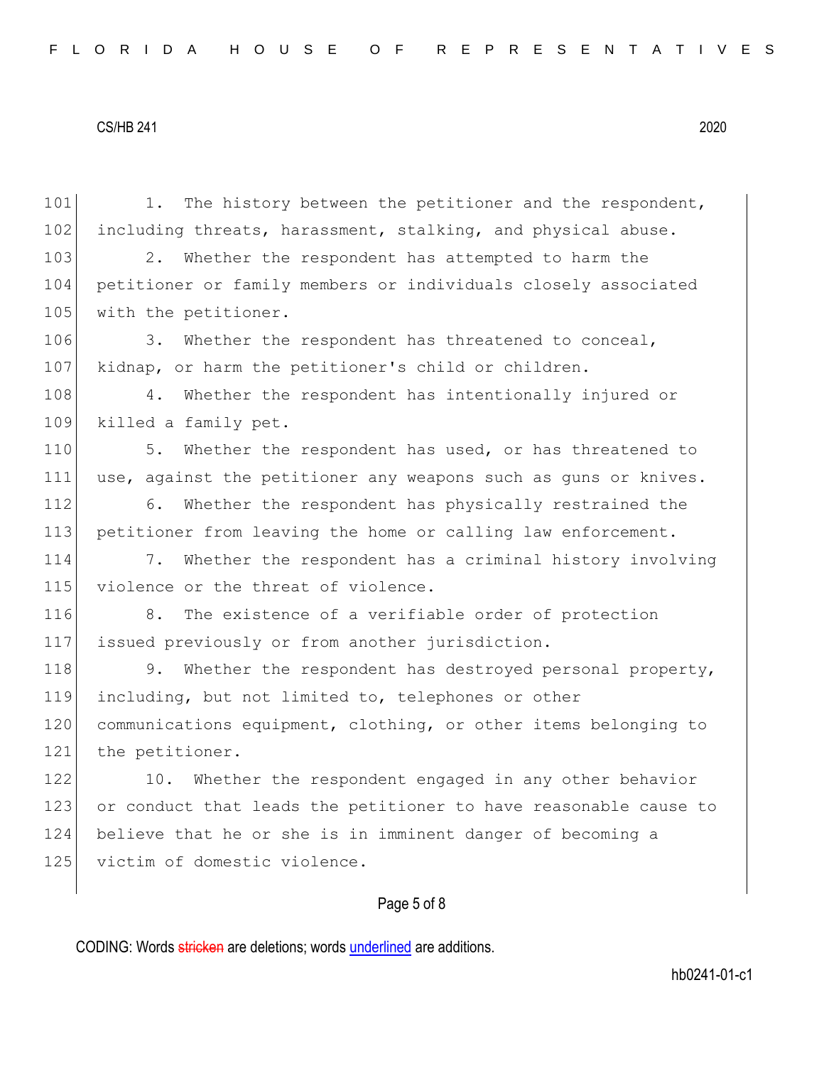1. The history between the petitioner and the respondent, including threats, harassment, stalking, and physical abuse.

2. Whether the respondent has attempted to harm the petitioner or family members or individuals closely associated with the petitioner.

3. Whether the respondent has threatened to conceal, kidnap, or harm the petitioner's child or children.

4. Whether the respondent has intentionally injured or killed a family pet.

5. Whether the respondent has used, or has threatened to use, against the petitioner any weapons such as guns or knives.

6. Whether the respondent has physically restrained the petitioner from leaving the home or calling law enforcement.

7. Whether the respondent has a criminal history involving violence or the threat of violence.

8. The existence of a verifiable order of protection issued previously or from another jurisdiction.

9. Whether the respondent has destroyed personal property, including, but not limited to, telephones or other communications equipment, clothing, or other items belonging to the petitioner.

10. Whether the respondent engaged in any other behavior or conduct that leads the petitioner to have reasonable cause to believe that he or she is in imminent danger of becoming a victim of domestic violence.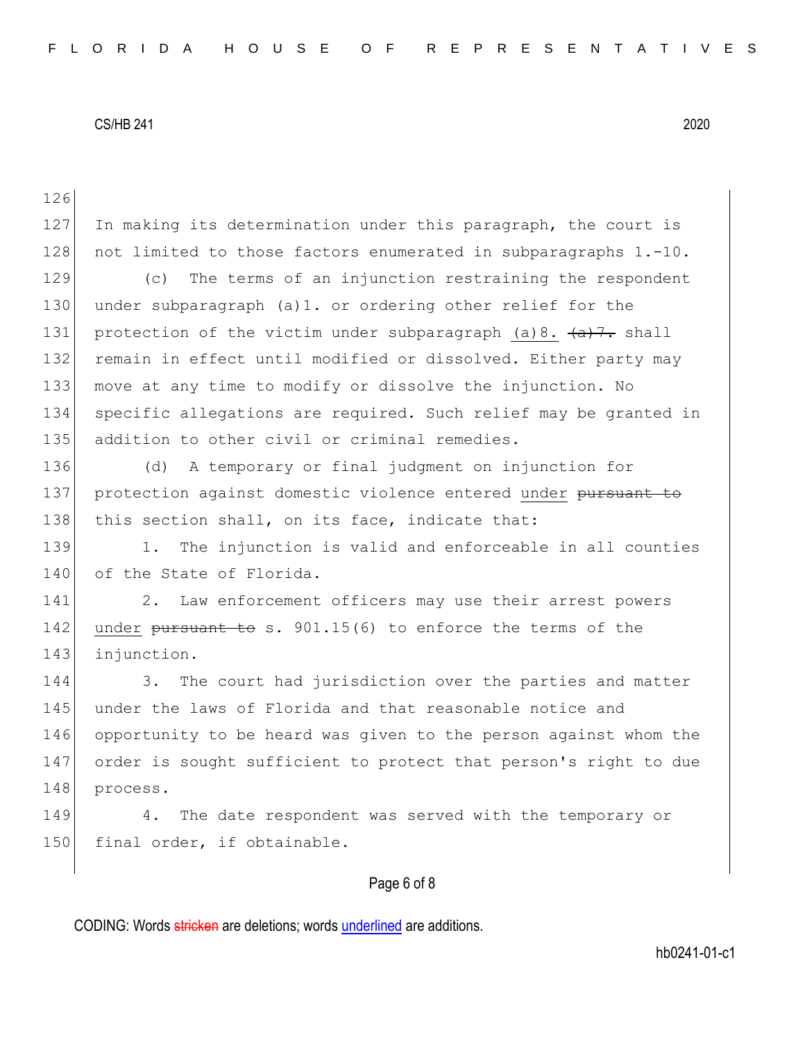In making its determination under this paragraph, the court is not limited to those factors enumerated in subparagraphs 1.-10.

(c) The terms of an injunction restraining the respondent under subparagraph (a)1. or ordering other relief for the protection of the victim under subparagraph <u>(a)8.</u> ~~(a)7.~~ shall remain in effect until modified or dissolved. Either party may move at any time to modify or dissolve the injunction. No specific allegations are required. Such relief may be granted in addition to other civil or criminal remedies.

(d) A temporary or final judgment on injunction for protection against domestic violence entered <u>under</u> ~~pursuant to~~ this section shall, on its face, indicate that:

1. The injunction is valid and enforceable in all counties of the State of Florida.

2. Law enforcement officers may use their arrest powers <u>under</u> ~~pursuant to~~ s. 901.15(6) to enforce the terms of the injunction.

3. The court had jurisdiction over the parties and matter under the laws of Florida and that reasonable notice and opportunity to be heard was given to the person against whom the order is sought sufficient to protect that person's right to due process.

4. The date respondent was served with the temporary or final order, if obtainable.

CODING: Words ~~stricken~~ are deletions; words <u>underlined</u> are additions.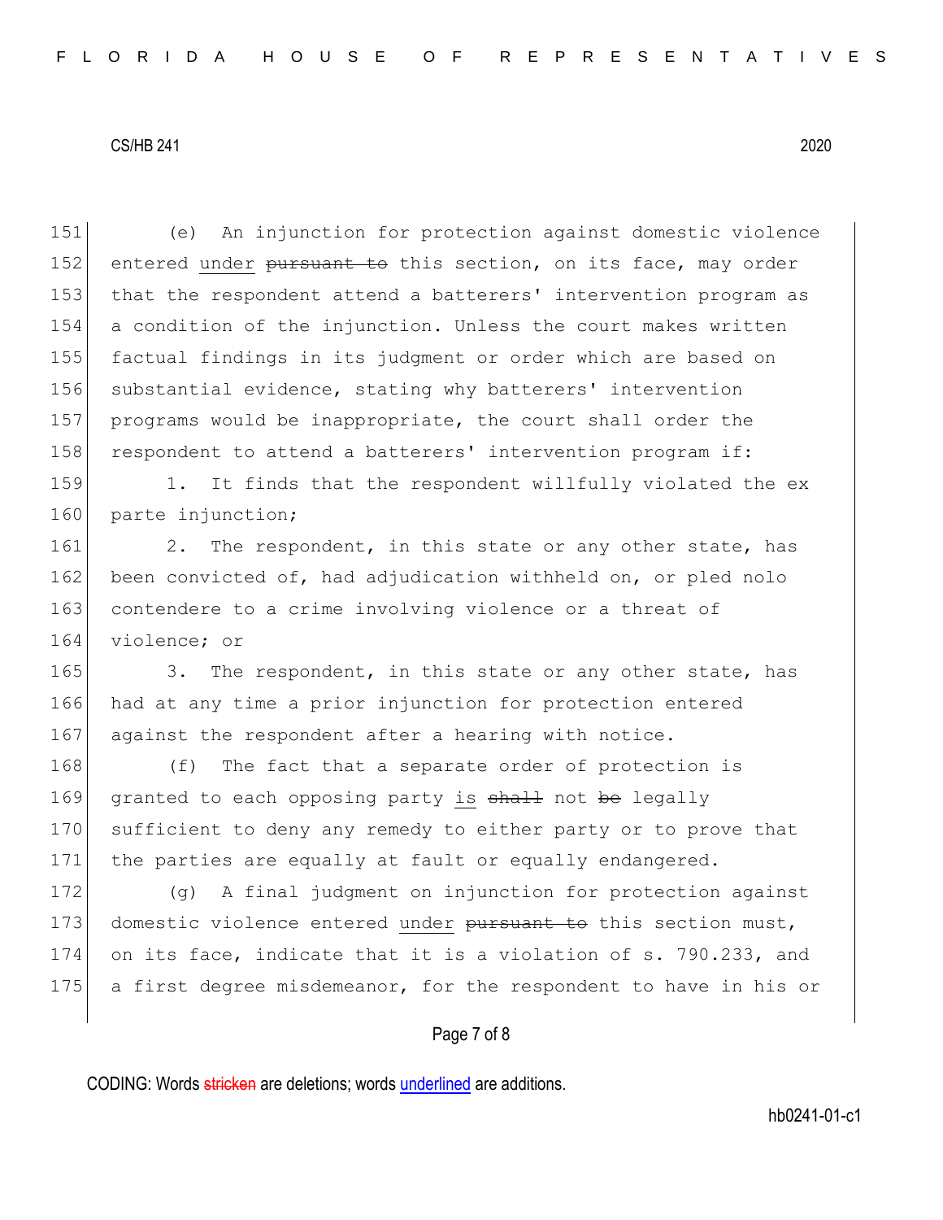(e) An injunction for protection against domestic violence entered <u>under</u> ~~pursuant to~~ this section, on its face, may order that the respondent attend a batterers' intervention program as a condition of the injunction. Unless the court makes written factual findings in its judgment or order which are based on substantial evidence, stating why batterers' intervention programs would be inappropriate, the court shall order the respondent to attend a batterers' intervention program if:

1. It finds that the respondent willfully violated the ex parte injunction;

2. The respondent, in this state or any other state, has been convicted of, had adjudication withheld on, or pled nolo contendere to a crime involving violence or a threat of violence; or

3. The respondent, in this state or any other state, has had at any time a prior injunction for protection entered against the respondent after a hearing with notice.

(f) The fact that a separate order of protection is granted to each opposing party <u>is</u> ~~shall~~ not ~~be~~ legally sufficient to deny any remedy to either party or to prove that the parties are equally at fault or equally endangered.

(g) A final judgment on injunction for protection against domestic violence entered <u>under</u> ~~pursuant to~~ this section must, on its face, indicate that it is a violation of s. 790.233, and a first degree misdemeanor, for the respondent to have in his or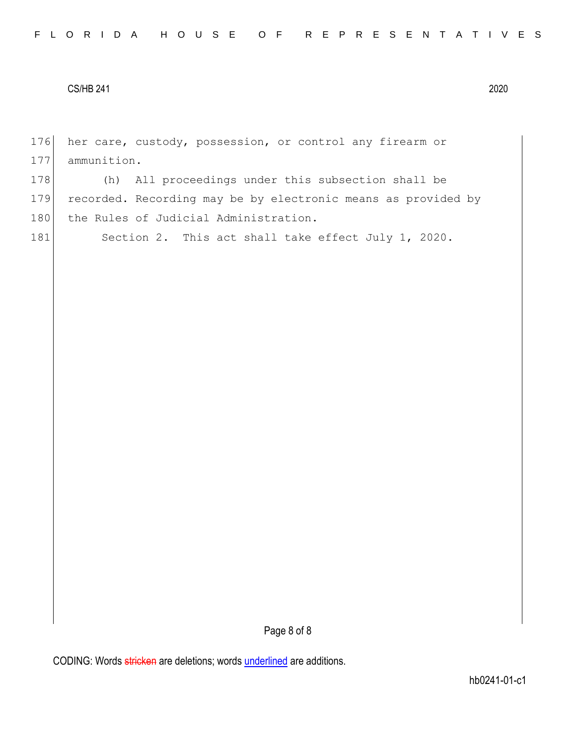her care, custody, possession, or control any firearm or ammunition.

(h) All proceedings under this subsection shall be recorded. Recording may be by electronic means as provided by the Rules of Judicial Administration.

Section 2. This act shall take effect July 1, 2020.